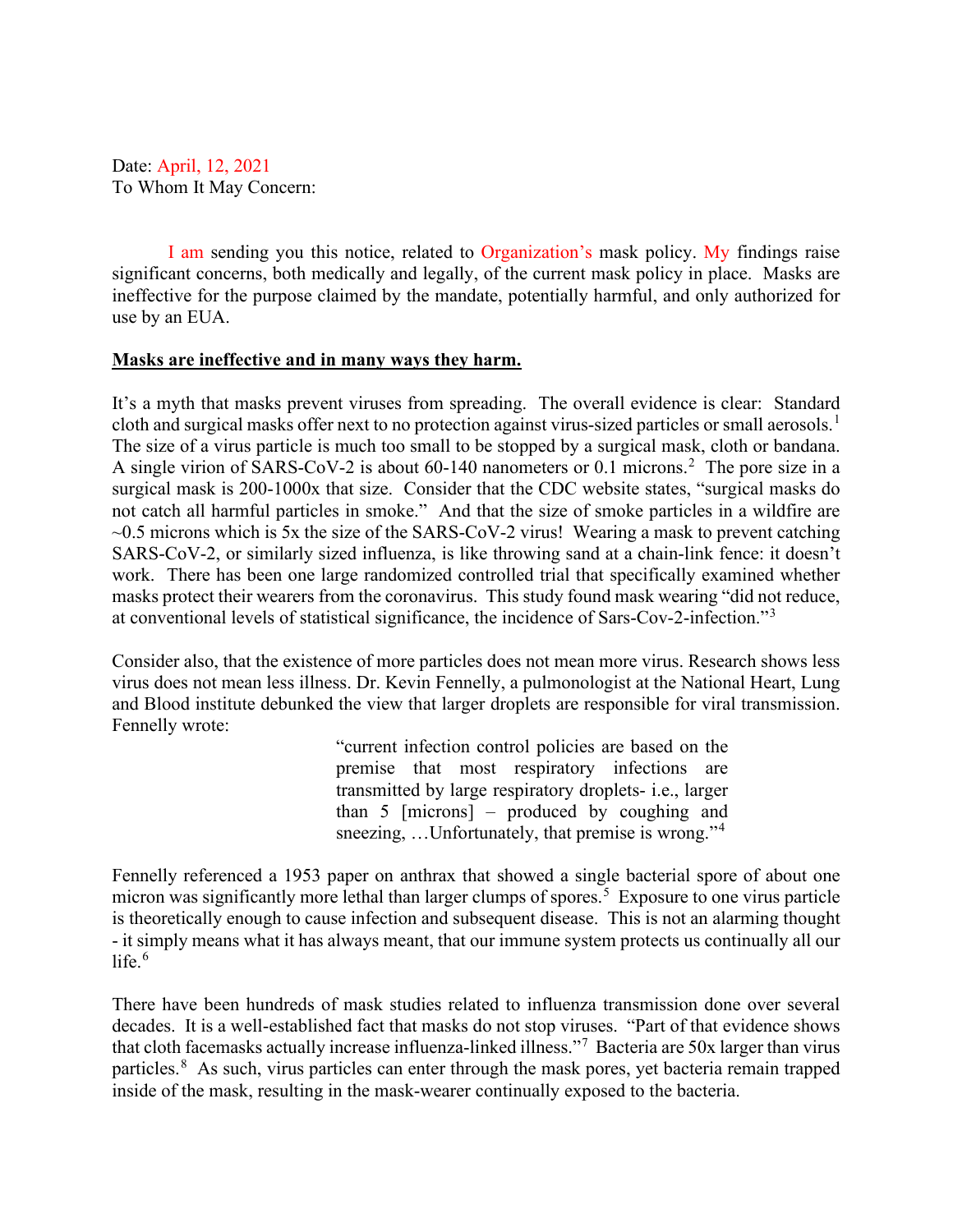Date: April, 12, 2021
To Whom It May Concern:

I am sending you this notice, related to Organization's mask policy. My findings raise significant concerns, both medically and legally, of the current mask policy in place. Masks are ineffective for the purpose claimed by the mandate, potentially harmful, and only authorized for use by an EUA.

**Masks are ineffective and in many ways they harm.**

It's a myth that masks prevent viruses from spreading. The overall evidence is clear: Standard cloth and surgical masks offer next to no protection against virus-sized particles or small aerosols.[1] The size of a virus particle is much too small to be stopped by a surgical mask, cloth or bandana. A single virion of SARS-CoV-2 is about 60-140 nanometers or 0.1 microns.[2] The pore size in a surgical mask is 200-1000x that size. Consider that the CDC website states, "surgical masks do not catch all harmful particles in smoke." And that the size of smoke particles in a wildfire are ~0.5 microns which is 5x the size of the SARS-CoV-2 virus! Wearing a mask to prevent catching SARS-CoV-2, or similarly sized influenza, is like throwing sand at a chain-link fence: it doesn't work. There has been one large randomized controlled trial that specifically examined whether masks protect their wearers from the coronavirus. This study found mask wearing "did not reduce, at conventional levels of statistical significance, the incidence of Sars-Cov-2-infection."[3]

Consider also, that the existence of more particles does not mean more virus. Research shows less virus does not mean less illness. Dr. Kevin Fennelly, a pulmonologist at the National Heart, Lung and Blood institute debunked the view that larger droplets are responsible for viral transmission. Fennelly wrote:

> "current infection control policies are based on the premise that most respiratory infections are transmitted by large respiratory droplets- i.e., larger than 5 [microns] – produced by coughing and sneezing, …Unfortunately, that premise is wrong."[4]

Fennelly referenced a 1953 paper on anthrax that showed a single bacterial spore of about one micron was significantly more lethal than larger clumps of spores.[5] Exposure to one virus particle is theoretically enough to cause infection and subsequent disease. This is not an alarming thought - it simply means what it has always meant, that our immune system protects us continually all our life.[6]

There have been hundreds of mask studies related to influenza transmission done over several decades. It is a well-established fact that masks do not stop viruses. "Part of that evidence shows that cloth facemasks actually increase influenza-linked illness."[7] Bacteria are 50x larger than virus particles.[8] As such, virus particles can enter through the mask pores, yet bacteria remain trapped inside of the mask, resulting in the mask-wearer continually exposed to the bacteria.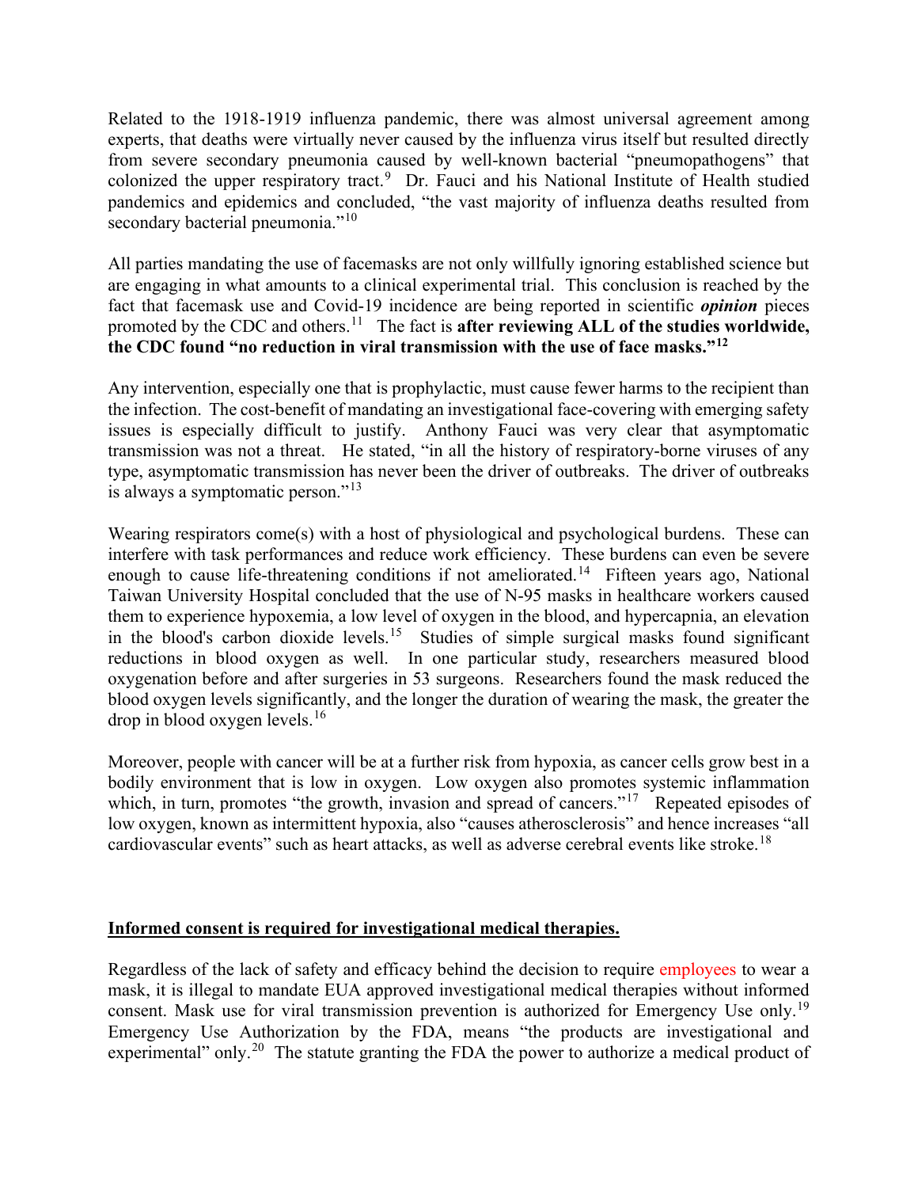Related to the 1918-1919 influenza pandemic, there was almost universal agreement among experts, that deaths were virtually never caused by the influenza virus itself but resulted directly from severe secondary pneumonia caused by well-known bacterial "pneumopathogens" that colonized the upper respiratory tract.[9] Dr. Fauci and his National Institute of Health studied pandemics and epidemics and concluded, "the vast majority of influenza deaths resulted from secondary bacterial pneumonia."[10]

All parties mandating the use of facemasks are not only willfully ignoring established science but are engaging in what amounts to a clinical experimental trial. This conclusion is reached by the fact that facemask use and Covid-19 incidence are being reported in scientific ***opinion*** pieces promoted by the CDC and others.[11] The fact is **after reviewing ALL of the studies worldwide, the CDC found "no reduction in viral transmission with the use of face masks."[12]**

Any intervention, especially one that is prophylactic, must cause fewer harms to the recipient than the infection. The cost-benefit of mandating an investigational face-covering with emerging safety issues is especially difficult to justify. Anthony Fauci was very clear that asymptomatic transmission was not a threat. He stated, "in all the history of respiratory-borne viruses of any type, asymptomatic transmission has never been the driver of outbreaks. The driver of outbreaks is always a symptomatic person."[13]

Wearing respirators come(s) with a host of physiological and psychological burdens. These can interfere with task performances and reduce work efficiency. These burdens can even be severe enough to cause life-threatening conditions if not ameliorated.[14] Fifteen years ago, National Taiwan University Hospital concluded that the use of N-95 masks in healthcare workers caused them to experience hypoxemia, a low level of oxygen in the blood, and hypercapnia, an elevation in the blood's carbon dioxide levels.[15] Studies of simple surgical masks found significant reductions in blood oxygen as well. In one particular study, researchers measured blood oxygenation before and after surgeries in 53 surgeons. Researchers found the mask reduced the blood oxygen levels significantly, and the longer the duration of wearing the mask, the greater the drop in blood oxygen levels.[16]

Moreover, people with cancer will be at a further risk from hypoxia, as cancer cells grow best in a bodily environment that is low in oxygen. Low oxygen also promotes systemic inflammation which, in turn, promotes "the growth, invasion and spread of cancers."[17] Repeated episodes of low oxygen, known as intermittent hypoxia, also "causes atherosclerosis" and hence increases "all cardiovascular events" such as heart attacks, as well as adverse cerebral events like stroke.[18]

**<u>Informed consent is required for investigational medical therapies.</u>**

Regardless of the lack of safety and efficacy behind the decision to require employees to wear a mask, it is illegal to mandate EUA approved investigational medical therapies without informed consent. Mask use for viral transmission prevention is authorized for Emergency Use only.[19] Emergency Use Authorization by the FDA, means "the products are investigational and experimental" only.[20] The statute granting the FDA the power to authorize a medical product of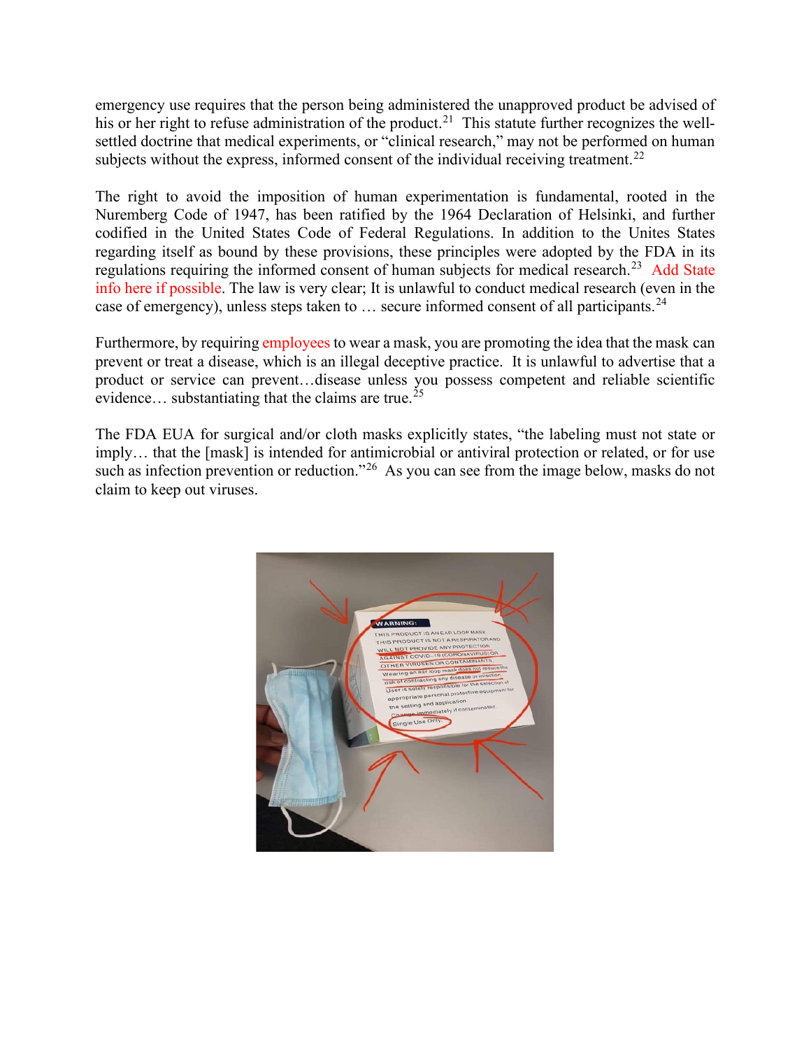emergency use requires that the person being administered the unapproved product be advised of his or her right to refuse administration of the product.[21] This statute further recognizes the well-settled doctrine that medical experiments, or "clinical research," may not be performed on human subjects without the express, informed consent of the individual receiving treatment.[22]

The right to avoid the imposition of human experimentation is fundamental, rooted in the Nuremberg Code of 1947, has been ratified by the 1964 Declaration of Helsinki, and further codified in the United States Code of Federal Regulations. In addition to the Unites States regarding itself as bound by these provisions, these principles were adopted by the FDA in its regulations requiring the informed consent of human subjects for medical research.[23] Add State info here if possible. The law is very clear; It is unlawful to conduct medical research (even in the case of emergency), unless steps taken to … secure informed consent of all participants.[24]

Furthermore, by requiring employees to wear a mask, you are promoting the idea that the mask can prevent or treat a disease, which is an illegal deceptive practice. It is unlawful to advertise that a product or service can prevent…disease unless you possess competent and reliable scientific evidence… substantiating that the claims are true.[25]

The FDA EUA for surgical and/or cloth masks explicitly states, "the labeling must not state or imply… that the [mask] is intended for antimicrobial or antiviral protection or related, or for use such as infection prevention or reduction."[26] As you can see from the image below, masks do not claim to keep out viruses.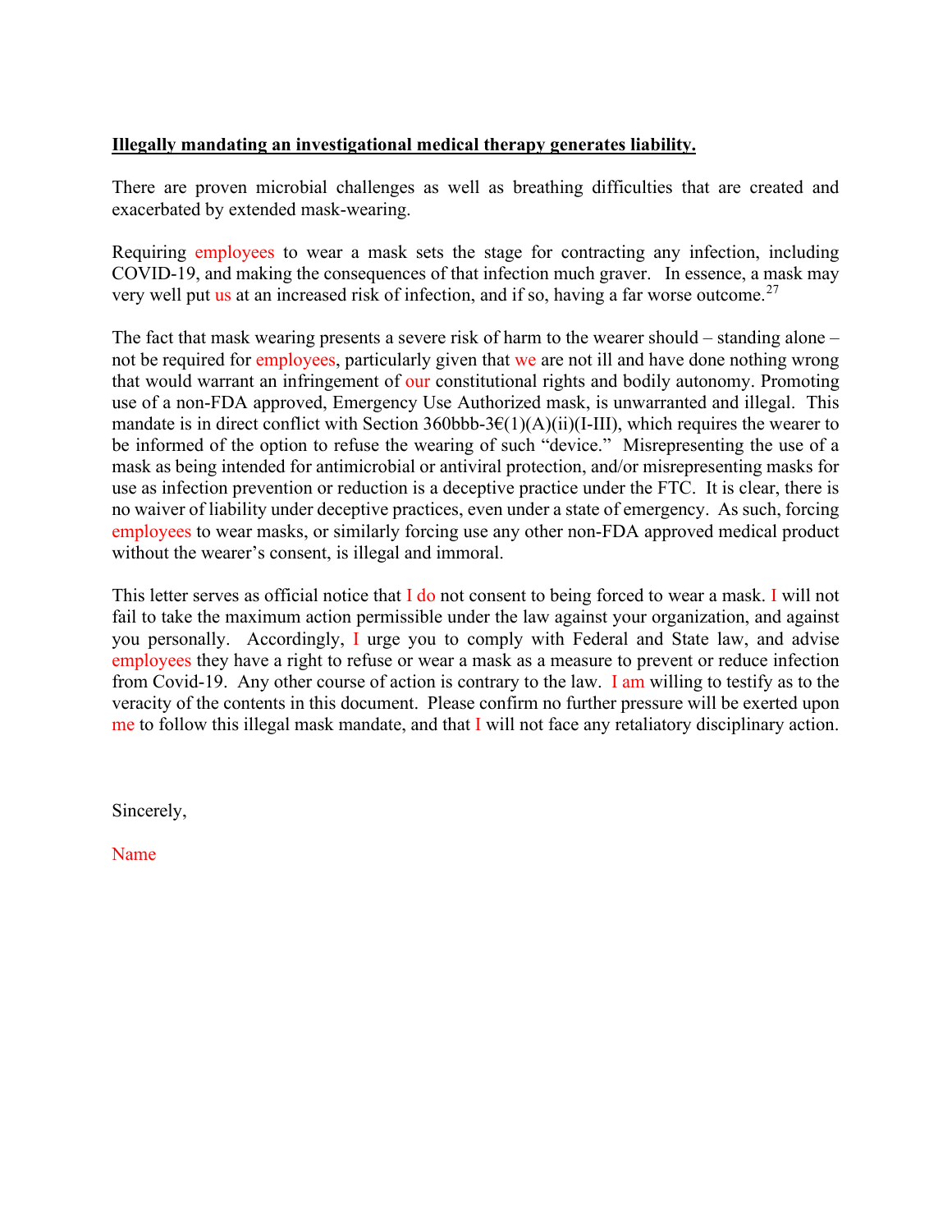**<u>Illegally mandating an investigational medical therapy generates liability.</u>**

There are proven microbial challenges as well as breathing difficulties that are created and exacerbated by extended mask-wearing.

Requiring employees to wear a mask sets the stage for contracting any infection, including COVID-19, and making the consequences of that infection much graver. In essence, a mask may very well put us at an increased risk of infection, and if so, having a far worse outcome.[27]

The fact that mask wearing presents a severe risk of harm to the wearer should – standing alone – not be required for employees, particularly given that we are not ill and have done nothing wrong that would warrant an infringement of our constitutional rights and bodily autonomy. Promoting use of a non-FDA approved, Emergency Use Authorized mask, is unwarranted and illegal. This mandate is in direct conflict with Section 360bbb-3€(1)(A)(ii)(I-III), which requires the wearer to be informed of the option to refuse the wearing of such "device." Misrepresenting the use of a mask as being intended for antimicrobial or antiviral protection, and/or misrepresenting masks for use as infection prevention or reduction is a deceptive practice under the FTC. It is clear, there is no waiver of liability under deceptive practices, even under a state of emergency. As such, forcing employees to wear masks, or similarly forcing use any other non-FDA approved medical product without the wearer's consent, is illegal and immoral.

This letter serves as official notice that I do not consent to being forced to wear a mask. I will not fail to take the maximum action permissible under the law against your organization, and against you personally. Accordingly, I urge you to comply with Federal and State law, and advise employees they have a right to refuse or wear a mask as a measure to prevent or reduce infection from Covid-19. Any other course of action is contrary to the law. I am willing to testify as to the veracity of the contents in this document. Please confirm no further pressure will be exerted upon me to follow this illegal mask mandate, and that I will not face any retaliatory disciplinary action.

Sincerely,

Name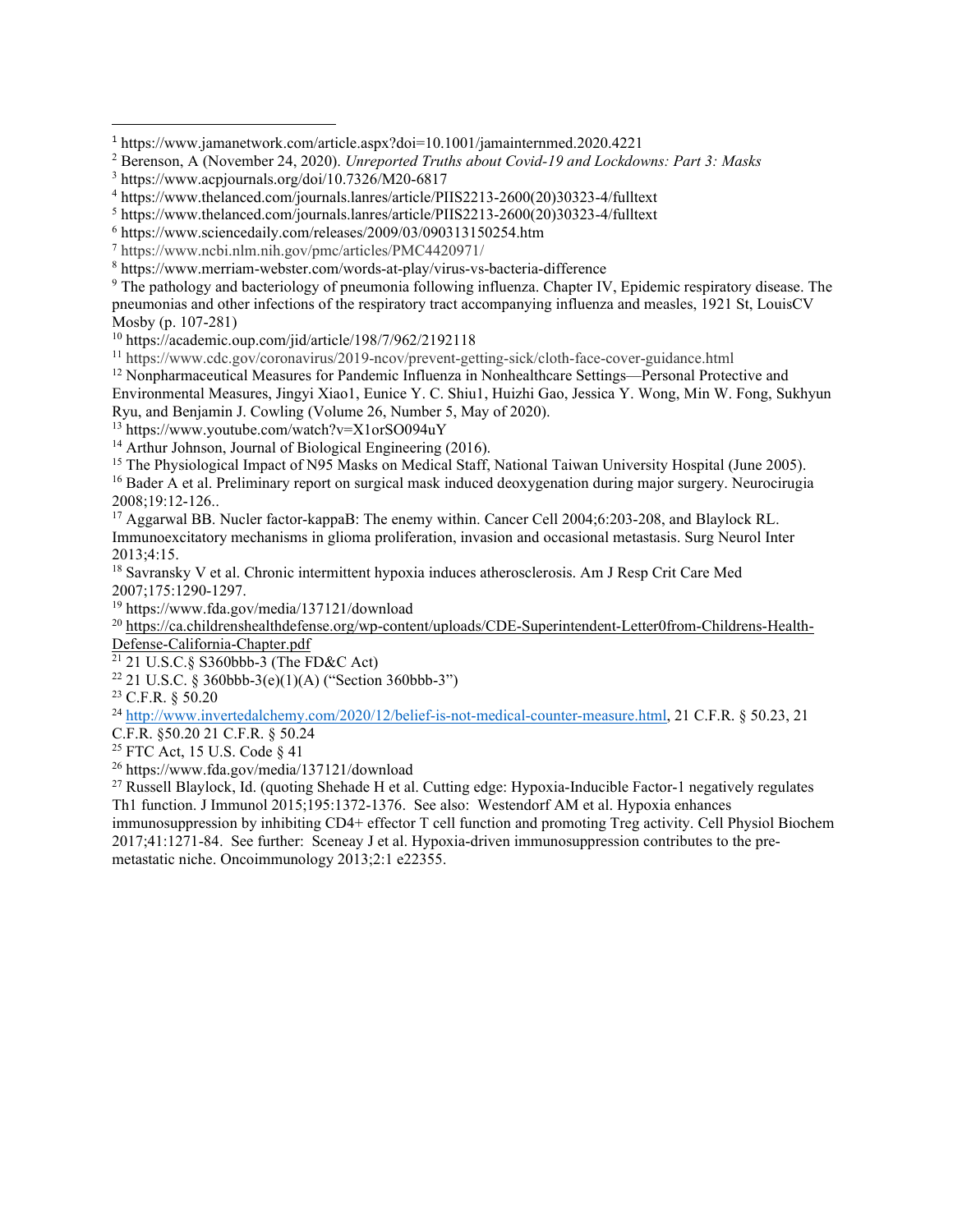[1] https://www.jamanetwork.com/article.aspx?doi=10.1001/jamainternmed.2020.4221

[2] Berenson, A (November 24, 2020). *Unreported Truths about Covid-19 and Lockdowns: Part 3: Masks*

[3] https://www.acpjournals.org/doi/10.7326/M20-6817

[4] https://www.thelanced.com/journals.lanres/article/PIIS2213-2600(20)30323-4/fulltext

[5] https://www.thelanced.com/journals.lanres/article/PIIS2213-2600(20)30323-4/fulltext

[6] https://www.sciencedaily.com/releases/2009/03/090313150254.htm

[7] https://www.ncbi.nlm.nih.gov/pmc/articles/PMC4420971/

[8] https://www.merriam-webster.com/words-at-play/virus-vs-bacteria-difference

[9] The pathology and bacteriology of pneumonia following influenza. Chapter IV, Epidemic respiratory disease. The pneumonias and other infections of the respiratory tract accompanying influenza and measles, 1921 St, LouisCV Mosby (p. 107-281)

[10] https://academic.oup.com/jid/article/198/7/962/2192118

[11] https://www.cdc.gov/coronavirus/2019-ncov/prevent-getting-sick/cloth-face-cover-guidance.html

[12] Nonpharmaceutical Measures for Pandemic Influenza in Nonhealthcare Settings—Personal Protective and Environmental Measures, Jingyi Xiao1, Eunice Y. C. Shiu1, Huizhi Gao, Jessica Y. Wong, Min W. Fong, Sukhyun Ryu, and Benjamin J. Cowling (Volume 26, Number 5, May of 2020).

[13] https://www.youtube.com/watch?v=X1orSO094uY

[14] Arthur Johnson, Journal of Biological Engineering (2016).

[15] The Physiological Impact of N95 Masks on Medical Staff, National Taiwan University Hospital (June 2005).

[16] Bader A et al. Preliminary report on surgical mask induced deoxygenation during major surgery. Neurocirugia 2008;19:12-126..

[17] Aggarwal BB. Nucler factor-kappaB: The enemy within. Cancer Cell 2004;6:203-208, and Blaylock RL. Immunoexcitatory mechanisms in glioma proliferation, invasion and occasional metastasis. Surg Neurol Inter 2013;4:15.

[18] Savransky V et al. Chronic intermittent hypoxia induces atherosclerosis. Am J Resp Crit Care Med 2007;175:1290-1297.

[19] https://www.fda.gov/media/137121/download

[20] https://ca.childrenshealthdefense.org/wp-content/uploads/CDE-Superintendent-Letter0from-Childrens-Health-Defense-California-Chapter.pdf

[21] 21 U.S.C.§ S360bbb-3 (The FD&C Act)

[22] 21 U.S.C. § 360bbb-3(e)(1)(A) ("Section 360bbb-3")

[23] C.F.R. § 50.20

[24] http://www.invertedalchemy.com/2020/12/belief-is-not-medical-counter-measure.html, 21 C.F.R. § 50.23, 21 C.F.R. §50.20 21 C.F.R. § 50.24

[25] FTC Act, 15 U.S. Code § 41

[26] https://www.fda.gov/media/137121/download

[27] Russell Blaylock, Id. (quoting Shehade H et al. Cutting edge: Hypoxia-Inducible Factor-1 negatively regulates Th1 function. J Immunol 2015;195:1372-1376. See also: Westendorf AM et al. Hypoxia enhances immunosuppression by inhibiting CD4+ effector T cell function and promoting Treg activity. Cell Physiol Biochem 2017;41:1271-84. See further: Sceneay J et al. Hypoxia-driven immunosuppression contributes to the pre-metastatic niche. Oncoimmunology 2013;2:1 e22355.